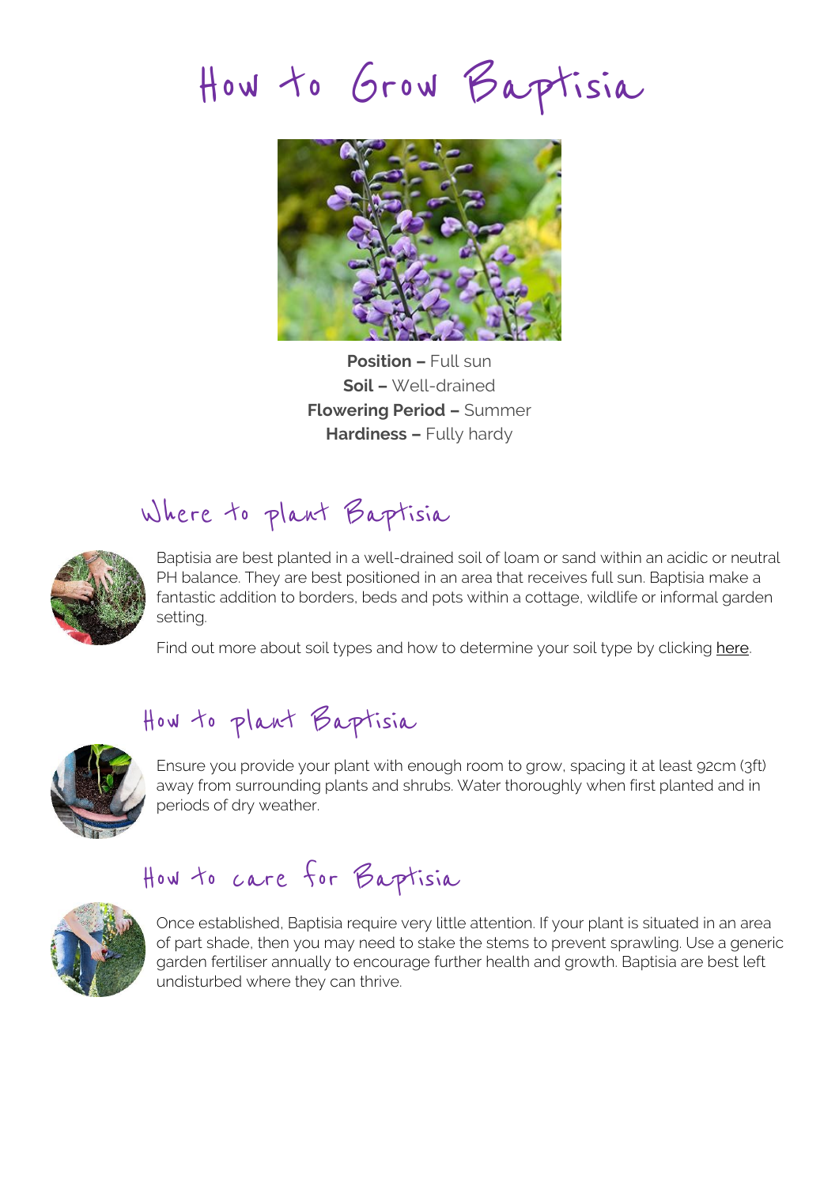# How to Grow Baptisia

**Position –** Full sun
**Soil –** Well-drained
**Flowering Period –** Summer
**Hardiness –** Fully hardy

## Where to plant Baptisia

Baptisia are best planted in a well-drained soil of loam or sand within an acidic or neutral PH balance. They are best positioned in an area that receives full sun. Baptisia make a fantastic addition to borders, beds and pots within a cottage, wildlife or informal garden setting.

Find out more about soil types and how to determine your soil type by clicking here.

## How to plant Baptisia

Ensure you provide your plant with enough room to grow, spacing it at least 92cm (3ft) away from surrounding plants and shrubs. Water thoroughly when first planted and in periods of dry weather.

## How to care for Baptisia

Once established, Baptisia require very little attention. If your plant is situated in an area of part shade, then you may need to stake the stems to prevent sprawling. Use a generic garden fertiliser annually to encourage further health and growth. Baptisia are best left undisturbed where they can thrive.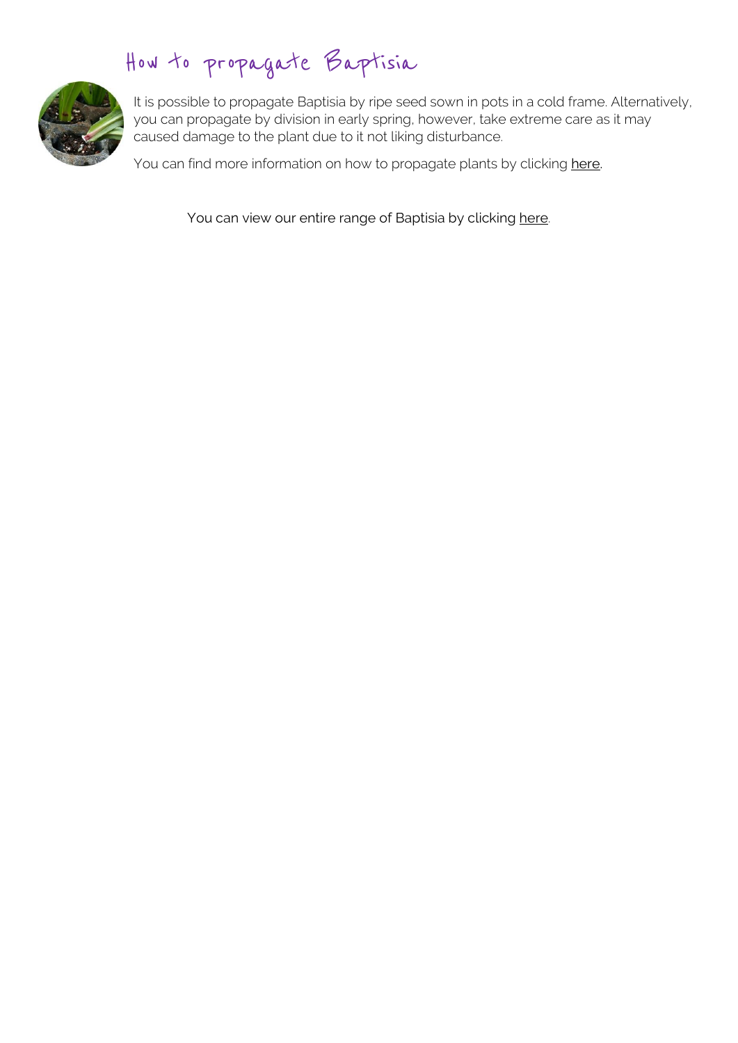## How to propagate Baptisia

It is possible to propagate Baptisia by ripe seed sown in pots in a cold frame. Alternatively, you can propagate by division in early spring, however, take extreme care as it may caused damage to the plant due to it not liking disturbance.

You can find more information on how to propagate plants by clicking here.

You can view our entire range of Baptisia by clicking here.